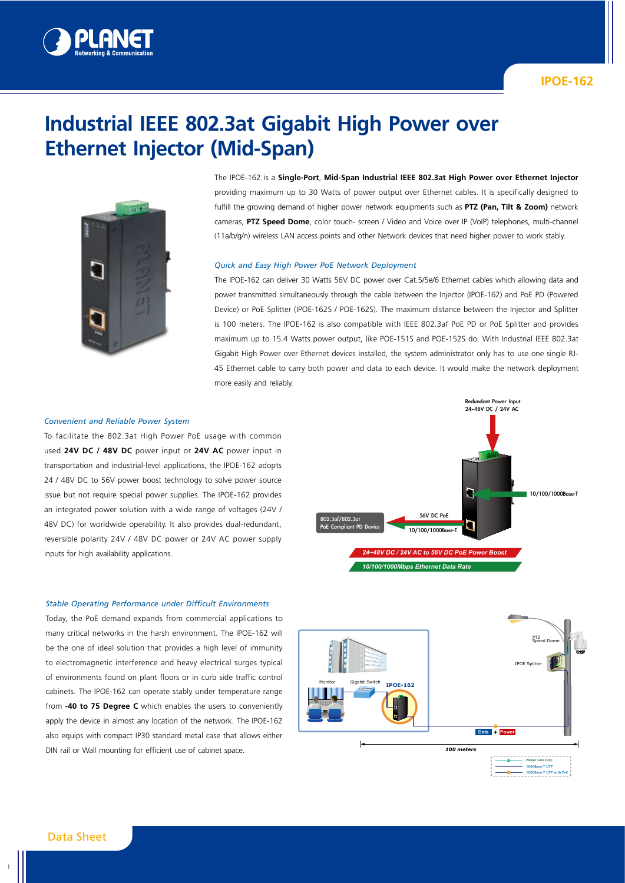# Industrial IEEE 802.3at Gigabit High Power over Ethernet Injector (Mid-Span)

The IPOE-162 is a **Single-Port**, **Mid-Span Industrial IEEE 802.3at High Power over Ethernet Injector** providing maximum up to 30 Watts of power output over Ethernet cables. It is specifically designed to fulfill the growing demand of higher power network equipments such as **PTZ (Pan, Tilt & Zoom)** network cameras, **PTZ Speed Dome**, color touch- screen / Video and Voice over IP (VoIP) telephones, multi-channel (11a/b/g/n) wireless LAN access points and other Network devices that need higher power to work stably.

*Quick and Easy High Power PoE Network Deployment*

The IPOE-162 can deliver 30 Watts 56V DC power over Cat.5/5e/6 Ethernet cables which allowing data and power transmitted simultaneously through the cable between the Injector (IPOE-162) and PoE PD (Powered Device) or PoE Splitter (IPOE-162S / POE-162S). The maximum distance between the Injector and Splitter is 100 meters. The IPOE-162 is also compatible with IEEE 802.3af PoE PD or PoE Splitter and provides maximum up to 15.4 Watts power output, like POE-151S and POE-152S do. With Industrial IEEE 802.3at Gigabit High Power over Ethernet devices installed, the system administrator only has to use one single RJ-45 Ethernet cable to carry both power and data to each device. It would make the network deployment more easily and reliably.

*Convenient and Reliable Power System*

To facilitate the 802.3at High Power PoE usage with common used **24V DC / 48V DC** power input or **24V AC** power input in transportation and industrial-level applications, the IPOE-162 adopts 24 / 48V DC to 56V power boost technology to solve power source issue but not require special power supplies. The IPOE-162 provides an integrated power solution with a wide range of voltages (24V / 48V DC) for worldwide operability. It also provides dual-redundant, reversible polarity 24V / 48V DC power or 24V AC power supply inputs for high availability applications.

*Stable Operating Performance under Difficult Environments*

Today, the PoE demand expands from commercial applications to many critical networks in the harsh environment. The IPOE-162 will be the one of ideal solution that provides a high level of immunity to electromagnetic interference and heavy electrical surges typical of environments found on plant floors or in curb side traffic control cabinets. The IPOE-162 can operate stably under temperature range from **-40 to 75 Degree C** which enables the users to conveniently apply the device in almost any location of the network. The IPOE-162 also equips with compact IP30 standard metal case that allows either DIN rail or Wall mounting for efficient use of cabinet space.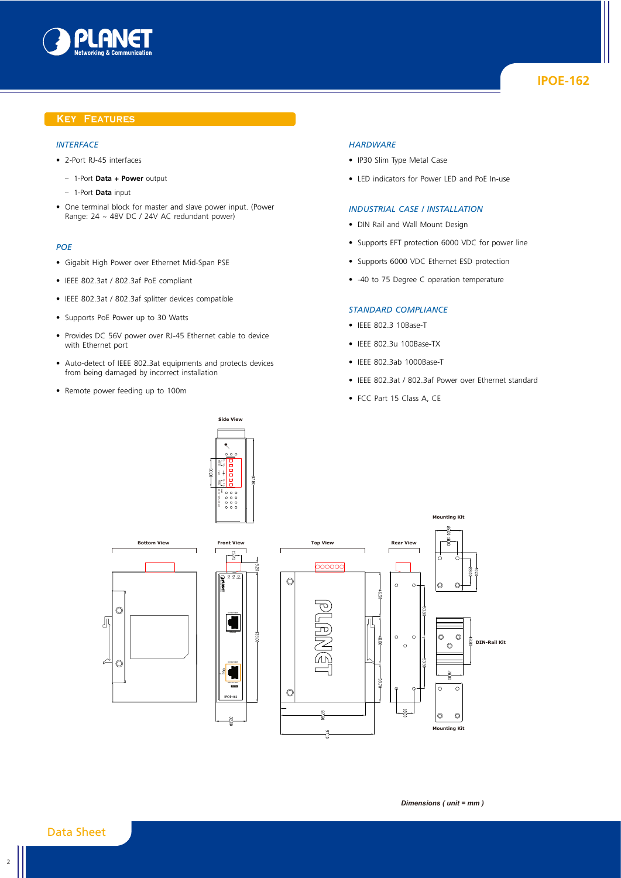## Key Features

### Interface

- 2-Port RJ-45 interfaces
  - 1-Port **Data + Power** output
  - 1-Port **Data** input
- One terminal block for master and slave power input. (Power Range: 24 ~ 48V DC / 24V AC redundant power)

### POE

- Gigabit High Power over Ethernet Mid-Span PSE
- IEEE 802.3at / 802.3af PoE compliant
- IEEE 802.3at / 802.3af splitter devices compatible
- Supports PoE Power up to 30 Watts
- Provides DC 56V power over RJ-45 Ethernet cable to device with Ethernet port
- Auto-detect of IEEE 802.3at equipments and protects devices from being damaged by incorrect installation
- Remote power feeding up to 100m

### Hardware

- IP30 Slim Type Metal Case
- LED indicators for Power LED and PoE In-use

### Industrial Case / Installation

- DIN Rail and Wall Mount Design
- Supports EFT protection 6000 VDC for power line
- Supports 6000 VDC Ethernet ESD protection
- -40 to 75 Degree C operation temperature

### Standard Compliance

- IEEE 802.3 10Base-T
- IEEE 802.3u 100Base-TX
- IEEE 802.3ab 1000Base-T
- IEEE 802.3at / 802.3af Power over Ethernet standard
- FCC Part 15 Class A, CE

Side View

Bottom View

Front View

Top View

Rear View

Mounting Kit

DIN-Rail Kit

Mounting Kit

*Dimensions ( unit = mm )*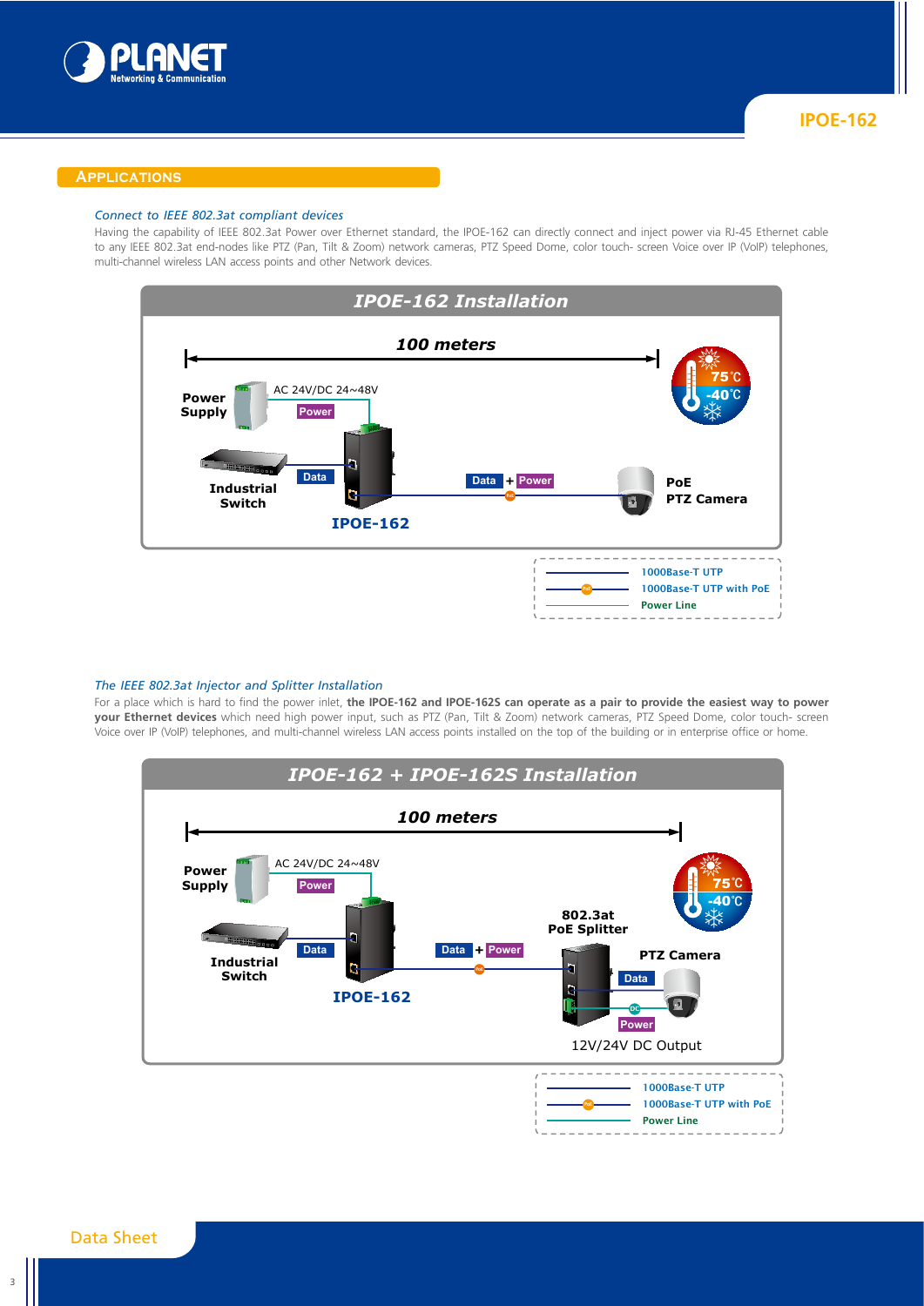## Applications

*Connect to IEEE 802.3at compliant devices*

Having the capability of IEEE 802.3at Power over Ethernet standard, the IPOE-162 can directly connect and inject power via RJ-45 Ethernet cable to any IEEE 802.3at end-nodes like PTZ (Pan, Tilt & Zoom) network cameras, PTZ Speed Dome, color touch- screen Voice over IP (VoIP) telephones, multi-channel wireless LAN access points and other Network devices.

**IPOE-162 Installation**

100 meters

Power Supply — AC 24V/DC 24~48V — Power

Industrial Switch — Data — IPOE-162 — Data + Power — PoE PTZ Camera

75℃ / -40℃

- 1000Base-T UTP
- 1000Base-T UTP with PoE
- Power Line

*The IEEE 802.3at Injector and Splitter Installation*

For a place which is hard to find the power inlet, **the IPOE-162 and IPOE-162S can operate as a pair to provide the easiest way to power your Ethernet devices** which need high power input, such as PTZ (Pan, Tilt & Zoom) network cameras, PTZ Speed Dome, color touch- screen Voice over IP (VoIP) telephones, and multi-channel wireless LAN access points installed on the top of the building or in enterprise office or home.

**IPOE-162 + IPOE-162S Installation**

100 meters

Power Supply — AC 24V/DC 24~48V — Power

Industrial Switch — Data — IPOE-162 — Data + Power — 802.3at PoE Splitter — Data / Power — PTZ Camera

12V/24V DC Output

75℃ / -40℃

- 1000Base-T UTP
- 1000Base-T UTP with PoE
- Power Line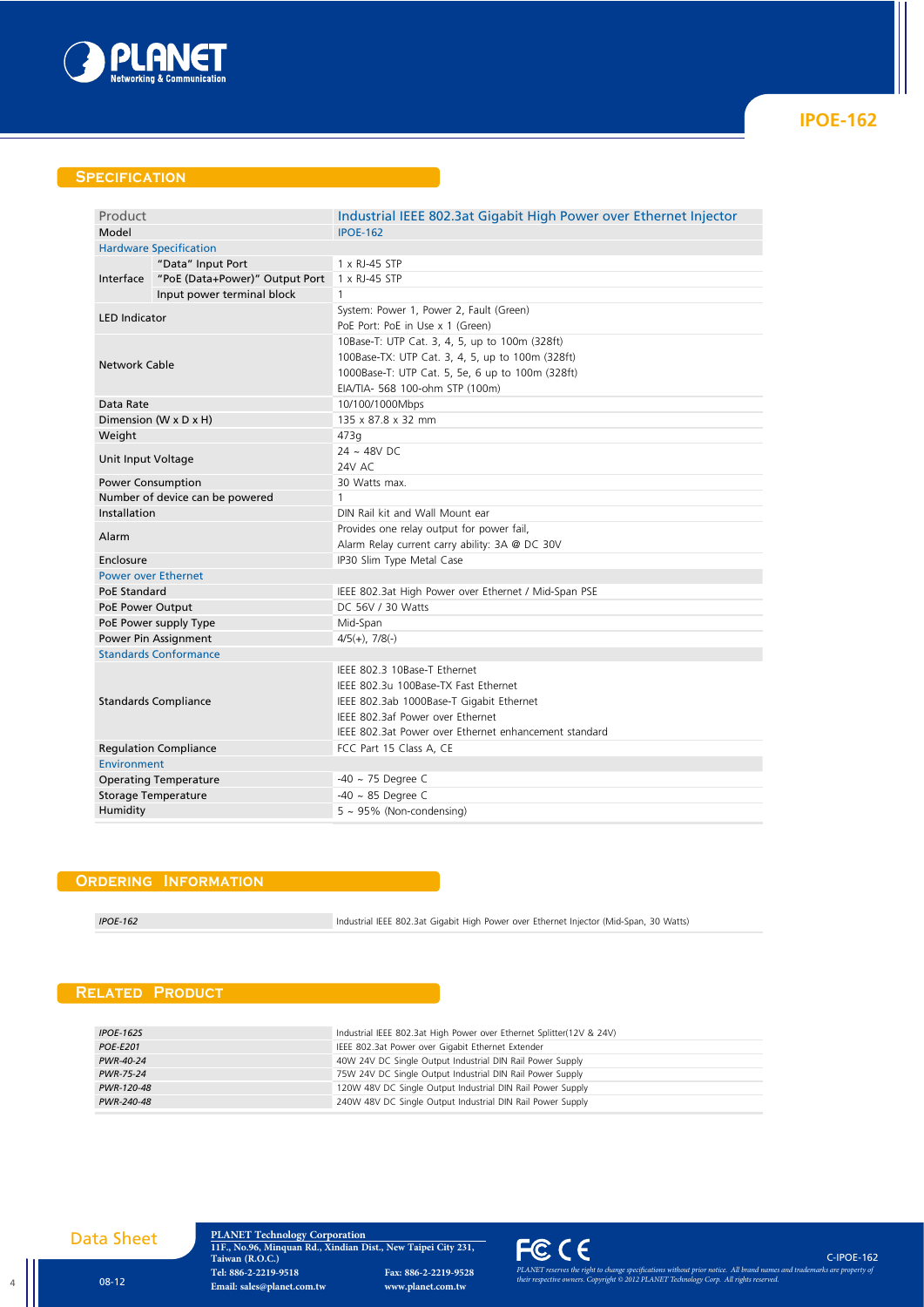## Specification

| Product | | Industrial IEEE 802.3at Gigabit High Power over Ethernet Injector |
|---|---|---|
| Model | | IPOE-162 |
| **Hardware Specification** | | |
| Interface | "Data" Input Port | 1 x RJ-45 STP |
| | "PoE (Data+Power)" Output Port | 1 x RJ-45 STP |
| | Input power terminal block | 1 |
| LED Indicator | | System: Power 1, Power 2, Fault (Green)<br>PoE Port: PoE in Use x 1 (Green) |
| Network Cable | | 10Base-T: UTP Cat. 3, 4, 5, up to 100m (328ft)<br>100Base-TX: UTP Cat. 3, 4, 5, up to 100m (328ft)<br>1000Base-T: UTP Cat. 5, 5e, 6 up to 100m (328ft)<br>EIA/TIA- 568 100-ohm STP (100m) |
| Data Rate | | 10/100/1000Mbps |
| Dimension (W x D x H) | | 135 x 87.8 x 32 mm |
| Weight | | 473g |
| Unit Input Voltage | | 24 ~ 48V DC<br>24V AC |
| Power Consumption | | 30 Watts max. |
| Number of device can be powered | | 1 |
| Installation | | DIN Rail kit and Wall Mount ear |
| Alarm | | Provides one relay output for power fail,<br>Alarm Relay current carry ability: 3A @ DC 30V |
| Enclosure | | IP30 Slim Type Metal Case |
| **Power over Ethernet** | | |
| PoE Standard | | IEEE 802.3at High Power over Ethernet / Mid-Span PSE |
| PoE Power Output | | DC 56V / 30 Watts |
| PoE Power supply Type | | Mid-Span |
| Power Pin Assignment | | 4/5(+), 7/8(-) |
| **Standards Conformance** | | |
| Standards Compliance | | IEEE 802.3 10Base-T Ethernet<br>IEEE 802.3u 100Base-TX Fast Ethernet<br>IEEE 802.3ab 1000Base-T Gigabit Ethernet<br>IEEE 802.3af Power over Ethernet<br>IEEE 802.3at Power over Ethernet enhancement standard |
| Regulation Compliance | | FCC Part 15 Class A, CE |
| **Environment** | | |
| Operating Temperature | | -40 ~ 75 Degree C |
| Storage Temperature | | -40 ~ 85 Degree C |
| Humidity | | 5 ~ 95% (Non-condensing) |

## Ordering Information

| | |
|---|---|
| *IPOE-162* | Industrial IEEE 802.3at Gigabit High Power over Ethernet Injector (Mid-Span, 30 Watts) |

## Related Product

| | |
|---|---|
| *IPOE-162S* | Industrial IEEE 802.3at High Power over Ethernet Splitter(12V & 24V) |
| *POE-E201* | IEEE 802.3at Power over Gigabit Ethernet Extender |
| *PWR-40-24* | 40W 24V DC Single Output Industrial DIN Rail Power Supply |
| *PWR-75-24* | 75W 24V DC Single Output Industrial DIN Rail Power Supply |
| *PWR-120-48* | 120W 48V DC Single Output Industrial DIN Rail Power Supply |
| *PWR-240-48* | 240W 48V DC Single Output Industrial DIN Rail Power Supply |

Data Sheet

08-12

**PLANET Technology Corporation**
11F., No.96, Minquan Rd., Xindian Dist., New Taipei City 231, Taiwan (R.O.C.)
Tel: 886-2-2219-9518 Fax: 886-2-2219-9528
Email: sales@planet.com.tw www.planet.com.tw

*PLANET reserves the right to change specifications without prior notice. All brand names and trademarks are property of their respective owners. Copyright © 2012 PLANET Technology Corp. All rights reserved.*

C-IPOE-162